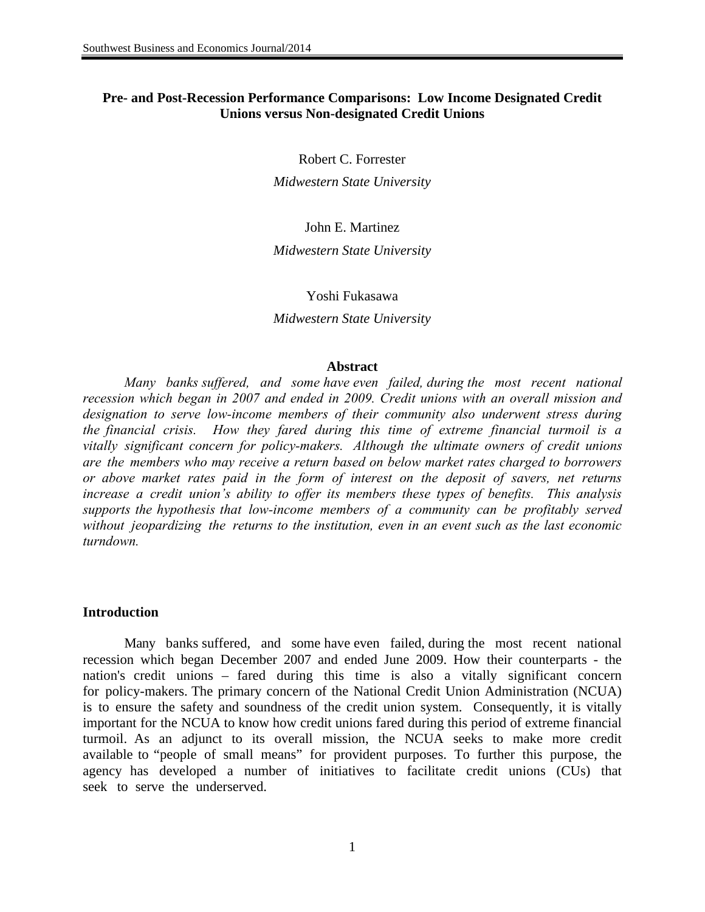# Pre- and Post-Recession Performance Comparisons: Low Income Designated Credit Unions versus Non-designated Credit Unions

Robert C. Forrester

*Midwestern State University*

John E. Martinez

*Midwestern State University*

Yoshi Fukasawa

*Midwestern State University*

### Abstract

*Many banks suffered, and some have even failed, during the most recent national recession which began in 2007 and ended in 2009. Credit unions with an overall mission and designation to serve low-income members of their community also underwent stress during the financial crisis. How they fared during this time of extreme financial turmoil is a vitally significant concern for policy-makers. Although the ultimate owners of credit unions are the members who may receive a return based on below market rates charged to borrowers or above market rates paid in the form of interest on the deposit of savers, net returns increase a credit union's ability to offer its members these types of benefits. This analysis supports the hypothesis that low-income members of a community can be profitably served without jeopardizing the returns to the institution, even in an event such as the last economic turndown.*

## Introduction

Many banks suffered, and some have even failed, during the most recent national recession which began December 2007 and ended June 2009. How their counterparts - the nation's credit unions – fared during this time is also a vitally significant concern for policy-makers. The primary concern of the National Credit Union Administration (NCUA) is to ensure the safety and soundness of the credit union system. Consequently, it is vitally important for the NCUA to know how credit unions fared during this period of extreme financial turmoil. As an adjunct to its overall mission, the NCUA seeks to make more credit available to "people of small means" for provident purposes. To further this purpose, the agency has developed a number of initiatives to facilitate credit unions (CUs) that seek to serve the underserved.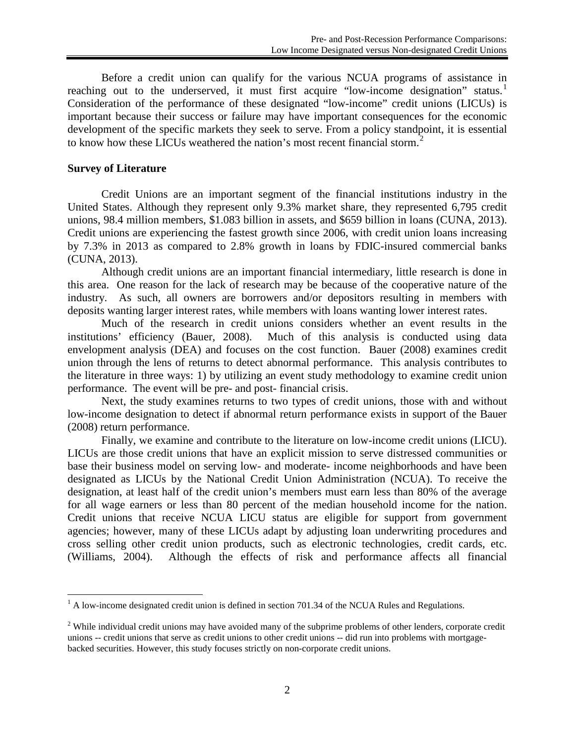Before a credit union can qualify for the various NCUA programs of assistance in reaching out to the underserved, it must first acquire "low-income designation" status.[1] Consideration of the performance of these designated "low-income" credit unions (LICUs) is important because their success or failure may have important consequences for the economic development of the specific markets they seek to serve. From a policy standpoint, it is essential to know how these LICUs weathered the nation's most recent financial storm.[2]

**Survey of Literature**

Credit Unions are an important segment of the financial institutions industry in the United States. Although they represent only 9.3% market share, they represented 6,795 credit unions, 98.4 million members, $1.083 billion in assets, and $659 billion in loans (CUNA, 2013). Credit unions are experiencing the fastest growth since 2006, with credit union loans increasing by 7.3% in 2013 as compared to 2.8% growth in loans by FDIC-insured commercial banks (CUNA, 2013).

Although credit unions are an important financial intermediary, little research is done in this area. One reason for the lack of research may be because of the cooperative nature of the industry. As such, all owners are borrowers and/or depositors resulting in members with deposits wanting larger interest rates, while members with loans wanting lower interest rates.

Much of the research in credit unions considers whether an event results in the institutions' efficiency (Bauer, 2008). Much of this analysis is conducted using data envelopment analysis (DEA) and focuses on the cost function. Bauer (2008) examines credit union through the lens of returns to detect abnormal performance. This analysis contributes to the literature in three ways: 1) by utilizing an event study methodology to examine credit union performance. The event will be pre- and post- financial crisis.

Next, the study examines returns to two types of credit unions, those with and without low-income designation to detect if abnormal return performance exists in support of the Bauer (2008) return performance.

Finally, we examine and contribute to the literature on low-income credit unions (LICU). LICUs are those credit unions that have an explicit mission to serve distressed communities or base their business model on serving low- and moderate- income neighborhoods and have been designated as LICUs by the National Credit Union Administration (NCUA). To receive the designation, at least half of the credit union's members must earn less than 80% of the average for all wage earners or less than 80 percent of the median household income for the nation. Credit unions that receive NCUA LICU status are eligible for support from government agencies; however, many of these LICUs adapt by adjusting loan underwriting procedures and cross selling other credit union products, such as electronic technologies, credit cards, etc. (Williams, 2004). Although the effects of risk and performance affects all financial

---

[1] A low-income designated credit union is defined in section 701.34 of the NCUA Rules and Regulations.

[2] While individual credit unions may have avoided many of the subprime problems of other lenders, corporate credit unions -- credit unions that serve as credit unions to other credit unions -- did run into problems with mortgage-backed securities. However, this study focuses strictly on non-corporate credit unions.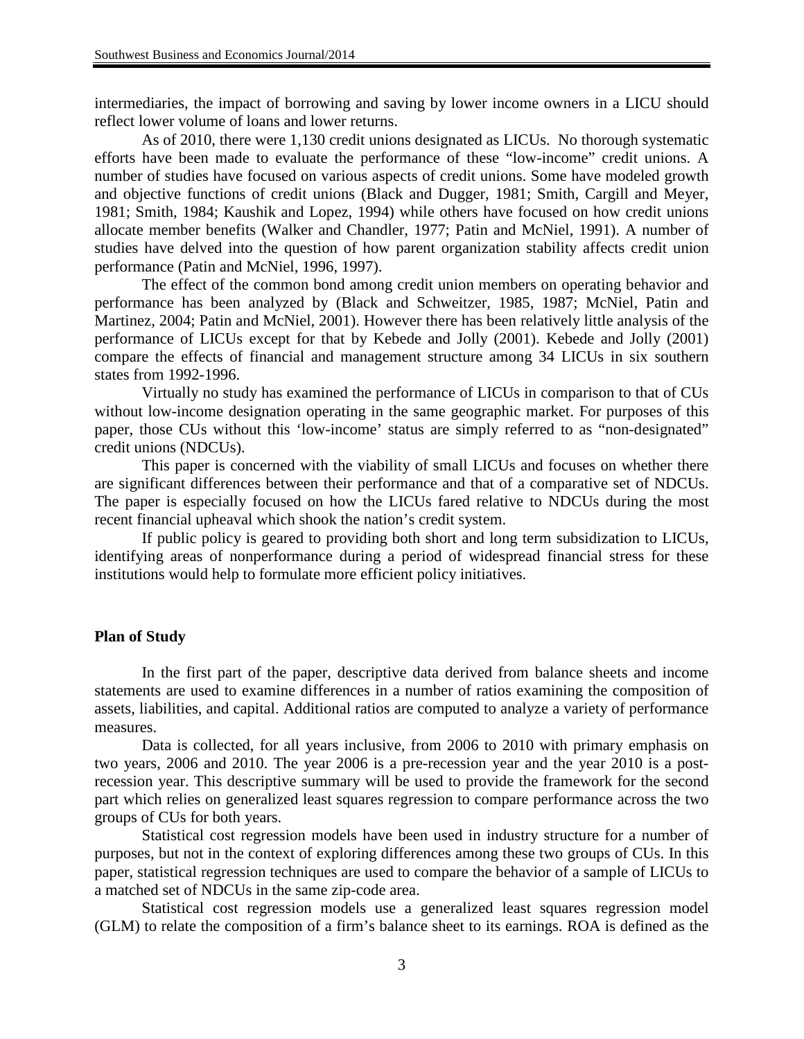intermediaries, the impact of borrowing and saving by lower income owners in a LICU should reflect lower volume of loans and lower returns.

As of 2010, there were 1,130 credit unions designated as LICUs. No thorough systematic efforts have been made to evaluate the performance of these "low-income" credit unions. A number of studies have focused on various aspects of credit unions. Some have modeled growth and objective functions of credit unions (Black and Dugger, 1981; Smith, Cargill and Meyer, 1981; Smith, 1984; Kaushik and Lopez, 1994) while others have focused on how credit unions allocate member benefits (Walker and Chandler, 1977; Patin and McNiel, 1991). A number of studies have delved into the question of how parent organization stability affects credit union performance (Patin and McNiel, 1996, 1997).

The effect of the common bond among credit union members on operating behavior and performance has been analyzed by (Black and Schweitzer, 1985, 1987; McNiel, Patin and Martinez, 2004; Patin and McNiel, 2001). However there has been relatively little analysis of the performance of LICUs except for that by Kebede and Jolly (2001). Kebede and Jolly (2001) compare the effects of financial and management structure among 34 LICUs in six southern states from 1992-1996.

Virtually no study has examined the performance of LICUs in comparison to that of CUs without low-income designation operating in the same geographic market. For purposes of this paper, those CUs without this 'low-income' status are simply referred to as "non-designated" credit unions (NDCUs).

This paper is concerned with the viability of small LICUs and focuses on whether there are significant differences between their performance and that of a comparative set of NDCUs. The paper is especially focused on how the LICUs fared relative to NDCUs during the most recent financial upheaval which shook the nation's credit system.

If public policy is geared to providing both short and long term subsidization to LICUs, identifying areas of nonperformance during a period of widespread financial stress for these institutions would help to formulate more efficient policy initiatives.

**Plan of Study**

In the first part of the paper, descriptive data derived from balance sheets and income statements are used to examine differences in a number of ratios examining the composition of assets, liabilities, and capital. Additional ratios are computed to analyze a variety of performance measures.

Data is collected, for all years inclusive, from 2006 to 2010 with primary emphasis on two years, 2006 and 2010. The year 2006 is a pre-recession year and the year 2010 is a post-recession year. This descriptive summary will be used to provide the framework for the second part which relies on generalized least squares regression to compare performance across the two groups of CUs for both years.

Statistical cost regression models have been used in industry structure for a number of purposes, but not in the context of exploring differences among these two groups of CUs. In this paper, statistical regression techniques are used to compare the behavior of a sample of LICUs to a matched set of NDCUs in the same zip-code area.

Statistical cost regression models use a generalized least squares regression model (GLM) to relate the composition of a firm's balance sheet to its earnings. ROA is defined as the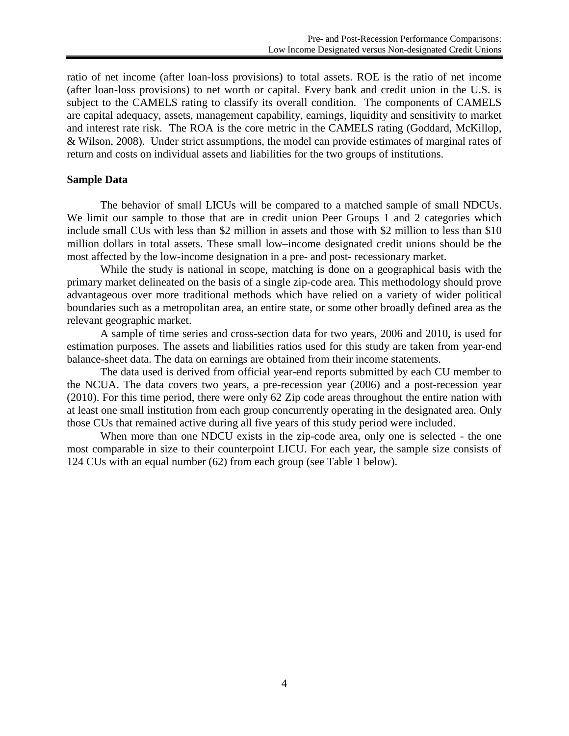ratio of net income (after loan-loss provisions) to total assets. ROE is the ratio of net income (after loan-loss provisions) to net worth or capital. Every bank and credit union in the U.S. is subject to the CAMELS rating to classify its overall condition. The components of CAMELS are capital adequacy, assets, management capability, earnings, liquidity and sensitivity to market and interest rate risk. The ROA is the core metric in the CAMELS rating (Goddard, McKillop, & Wilson, 2008). Under strict assumptions, the model can provide estimates of marginal rates of return and costs on individual assets and liabilities for the two groups of institutions.

**Sample Data**

The behavior of small LICUs will be compared to a matched sample of small NDCUs. We limit our sample to those that are in credit union Peer Groups 1 and 2 categories which include small CUs with less than $2 million in assets and those with $2 million to less than $10 million dollars in total assets. These small low–income designated credit unions should be the most affected by the low-income designation in a pre- and post- recessionary market.

While the study is national in scope, matching is done on a geographical basis with the primary market delineated on the basis of a single zip-code area. This methodology should prove advantageous over more traditional methods which have relied on a variety of wider political boundaries such as a metropolitan area, an entire state, or some other broadly defined area as the relevant geographic market.

A sample of time series and cross-section data for two years, 2006 and 2010, is used for estimation purposes. The assets and liabilities ratios used for this study are taken from year-end balance-sheet data. The data on earnings are obtained from their income statements.

The data used is derived from official year-end reports submitted by each CU member to the NCUA. The data covers two years, a pre-recession year (2006) and a post-recession year (2010). For this time period, there were only 62 Zip code areas throughout the entire nation with at least one small institution from each group concurrently operating in the designated area. Only those CUs that remained active during all five years of this study period were included.

When more than one NDCU exists in the zip-code area, only one is selected - the one most comparable in size to their counterpoint LICU. For each year, the sample size consists of 124 CUs with an equal number (62) from each group (see Table 1 below).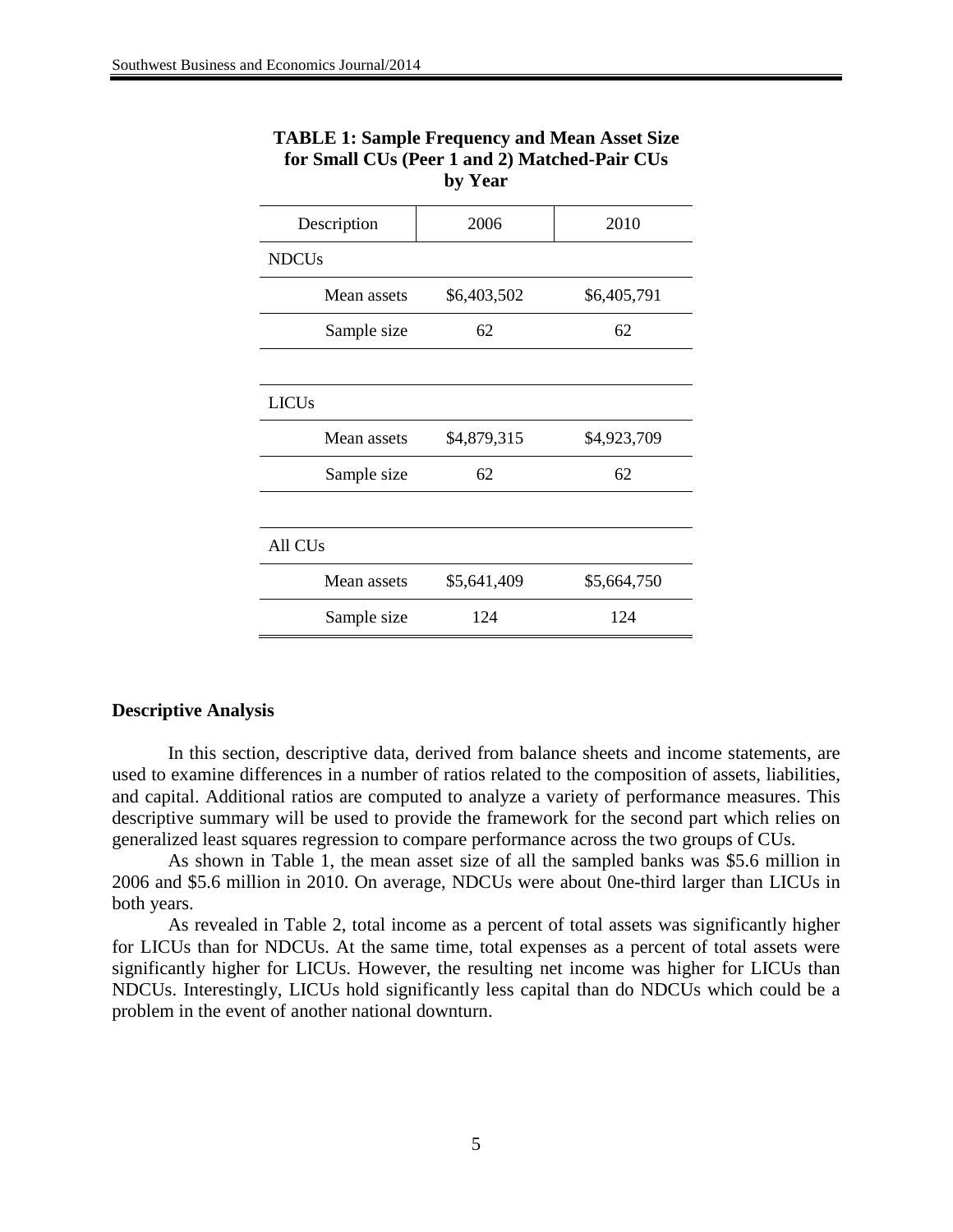**TABLE 1: Sample Frequency and Mean Asset Size for Small CUs (Peer 1 and 2) Matched-Pair CUs by Year**

| Description | 2006 | 2010 |
|---|---|---|
| NDCUs | | |
| Mean assets | $6,403,502 | $6,405,791 |
| Sample size | 62 | 62 |
| | | |
| LICUs | | |
| Mean assets | $4,879,315 | $4,923,709 |
| Sample size | 62 | 62 |
| | | |
| All CUs | | |
| Mean assets | $5,641,409 | $5,664,750 |
| Sample size | 124 | 124 |

**Descriptive Analysis**

In this section, descriptive data, derived from balance sheets and income statements, are used to examine differences in a number of ratios related to the composition of assets, liabilities, and capital. Additional ratios are computed to analyze a variety of performance measures. This descriptive summary will be used to provide the framework for the second part which relies on generalized least squares regression to compare performance across the two groups of CUs.

As shown in Table 1, the mean asset size of all the sampled banks was $5.6 million in 2006 and $5.6 million in 2010. On average, NDCUs were about 0ne-third larger than LICUs in both years.

As revealed in Table 2, total income as a percent of total assets was significantly higher for LICUs than for NDCUs. At the same time, total expenses as a percent of total assets were significantly higher for LICUs. However, the resulting net income was higher for LICUs than NDCUs. Interestingly, LICUs hold significantly less capital than do NDCUs which could be a problem in the event of another national downturn.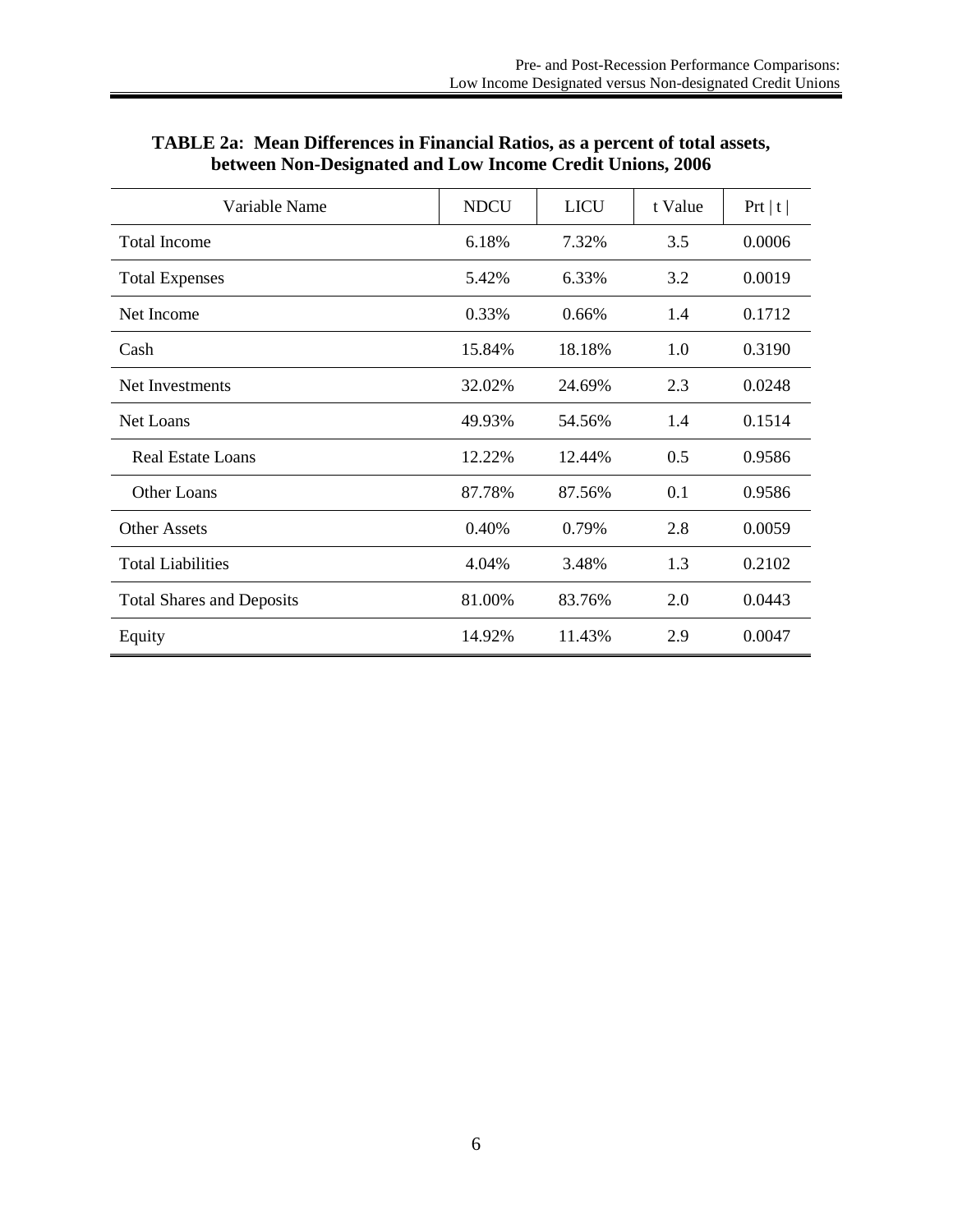**TABLE 2a: Mean Differences in Financial Ratios, as a percent of total assets, between Non-Designated and Low Income Credit Unions, 2006**

| Variable Name | NDCU | LICU | t Value | Prt \| t \| |
|---|---|---|---|---|
| Total Income | 6.18% | 7.32% | 3.5 | 0.0006 |
| Total Expenses | 5.42% | 6.33% | 3.2 | 0.0019 |
| Net Income | 0.33% | 0.66% | 1.4 | 0.1712 |
| Cash | 15.84% | 18.18% | 1.0 | 0.3190 |
| Net Investments | 32.02% | 24.69% | 2.3 | 0.0248 |
| Net Loans | 49.93% | 54.56% | 1.4 | 0.1514 |
| Real Estate Loans | 12.22% | 12.44% | 0.5 | 0.9586 |
| Other Loans | 87.78% | 87.56% | 0.1 | 0.9586 |
| Other Assets | 0.40% | 0.79% | 2.8 | 0.0059 |
| Total Liabilities | 4.04% | 3.48% | 1.3 | 0.2102 |
| Total Shares and Deposits | 81.00% | 83.76% | 2.0 | 0.0443 |
| Equity | 14.92% | 11.43% | 2.9 | 0.0047 |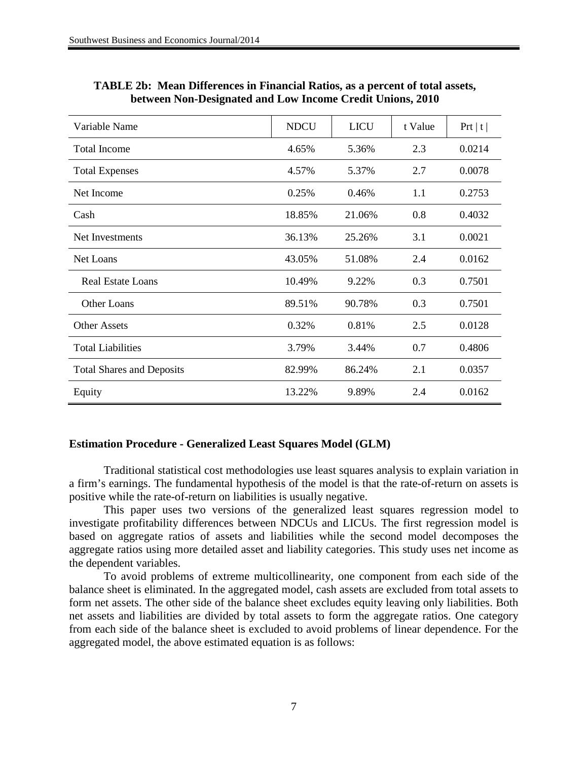**TABLE 2b: Mean Differences in Financial Ratios, as a percent of total assets, between Non-Designated and Low Income Credit Unions, 2010**

| Variable Name | NDCU | LICU | t Value | Prt \| t \| |
|---|---|---|---|---|
| Total Income | 4.65% | 5.36% | 2.3 | 0.0214 |
| Total Expenses | 4.57% | 5.37% | 2.7 | 0.0078 |
| Net Income | 0.25% | 0.46% | 1.1 | 0.2753 |
| Cash | 18.85% | 21.06% | 0.8 | 0.4032 |
| Net Investments | 36.13% | 25.26% | 3.1 | 0.0021 |
| Net Loans | 43.05% | 51.08% | 2.4 | 0.0162 |
| Real Estate Loans | 10.49% | 9.22% | 0.3 | 0.7501 |
| Other Loans | 89.51% | 90.78% | 0.3 | 0.7501 |
| Other Assets | 0.32% | 0.81% | 2.5 | 0.0128 |
| Total Liabilities | 3.79% | 3.44% | 0.7 | 0.4806 |
| Total Shares and Deposits | 82.99% | 86.24% | 2.1 | 0.0357 |
| Equity | 13.22% | 9.89% | 2.4 | 0.0162 |

### Estimation Procedure - Generalized Least Squares Model (GLM)

Traditional statistical cost methodologies use least squares analysis to explain variation in a firm's earnings. The fundamental hypothesis of the model is that the rate-of-return on assets is positive while the rate-of-return on liabilities is usually negative.

This paper uses two versions of the generalized least squares regression model to investigate profitability differences between NDCUs and LICUs. The first regression model is based on aggregate ratios of assets and liabilities while the second model decomposes the aggregate ratios using more detailed asset and liability categories. This study uses net income as the dependent variables.

To avoid problems of extreme multicollinearity, one component from each side of the balance sheet is eliminated. In the aggregated model, cash assets are excluded from total assets to form net assets. The other side of the balance sheet excludes equity leaving only liabilities. Both net assets and liabilities are divided by total assets to form the aggregate ratios. One category from each side of the balance sheet is excluded to avoid problems of linear dependence. For the aggregated model, the above estimated equation is as follows: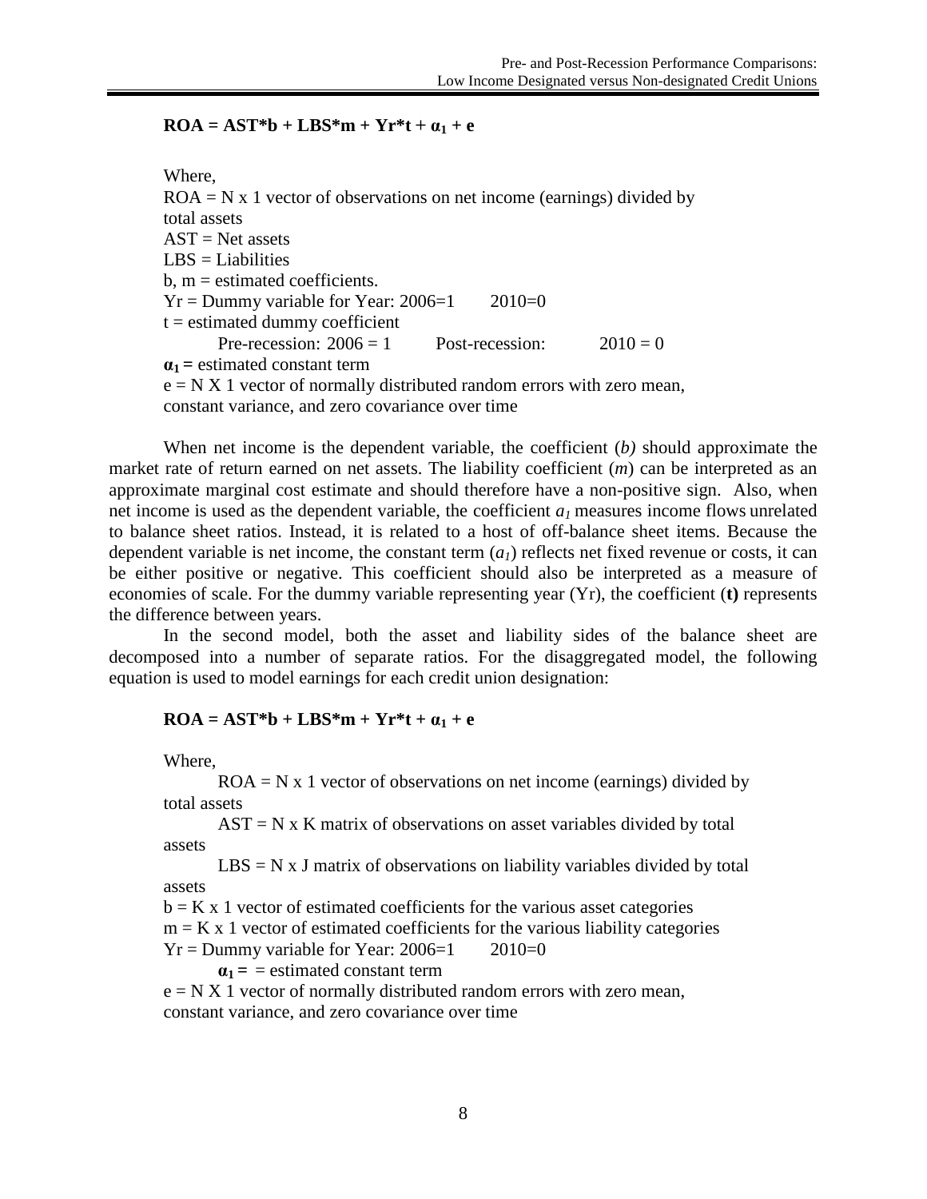$$\mathbf{ROA = AST^*b + LBS^*m + Yr^*t + \alpha_1 + e}$$

Where,
ROA = N x 1 vector of observations on net income (earnings) divided by total assets
AST = Net assets
LBS = Liabilities
b, m = estimated coefficients.
Yr = Dummy variable for Year: 2006=1 2010=0
t = estimated dummy coefficient
Pre-recession: 2006 = 1 Post-recession: 2010 = 0
$\alpha_1$ = estimated constant term
e = N X 1 vector of normally distributed random errors with zero mean, constant variance, and zero covariance over time

When net income is the dependent variable, the coefficient (*b)* should approximate the market rate of return earned on net assets. The liability coefficient (*m*) can be interpreted as an approximate marginal cost estimate and should therefore have a non-positive sign. Also, when net income is used as the dependent variable, the coefficient $a_1$ measures income flows unrelated to balance sheet ratios. Instead, it is related to a host of off-balance sheet items. Because the dependent variable is net income, the constant term ($a_1$) reflects net fixed revenue or costs, it can be either positive or negative. This coefficient should also be interpreted as a measure of economies of scale. For the dummy variable representing year (Yr), the coefficient (**t)** represents the difference between years.

In the second model, both the asset and liability sides of the balance sheet are decomposed into a number of separate ratios. For the disaggregated model, the following equation is used to model earnings for each credit union designation:

$$\mathbf{ROA = AST^*b + LBS^*m + Yr^*t + \alpha_1 + e}$$

Where,
ROA = N x 1 vector of observations on net income (earnings) divided by total assets
AST = N x K matrix of observations on asset variables divided by total assets
LBS = N x J matrix of observations on liability variables divided by total assets
b = K x 1 vector of estimated coefficients for the various asset categories
m = K x 1 vector of estimated coefficients for the various liability categories
Yr = Dummy variable for Year: 2006=1 2010=0
$\alpha_1$ = = estimated constant term
e = N X 1 vector of normally distributed random errors with zero mean, constant variance, and zero covariance over time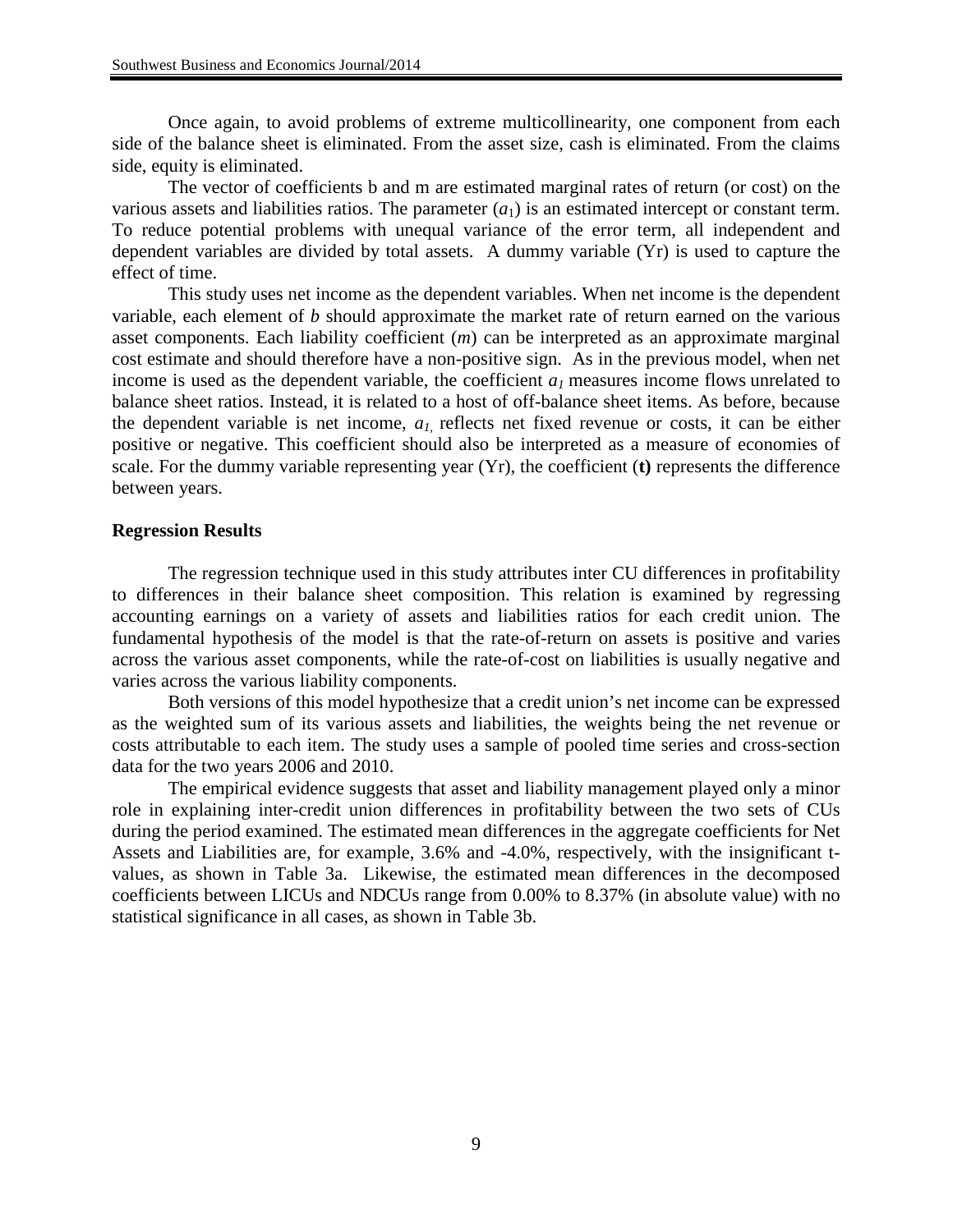Once again, to avoid problems of extreme multicollinearity, one component from each side of the balance sheet is eliminated. From the asset size, cash is eliminated. From the claims side, equity is eliminated.

The vector of coefficients b and m are estimated marginal rates of return (or cost) on the various assets and liabilities ratios. The parameter ($a_1$) is an estimated intercept or constant term. To reduce potential problems with unequal variance of the error term, all independent and dependent variables are divided by total assets. A dummy variable (Yr) is used to capture the effect of time.

This study uses net income as the dependent variables. When net income is the dependent variable, each element of *b* should approximate the market rate of return earned on the various asset components. Each liability coefficient (*m*) can be interpreted as an approximate marginal cost estimate and should therefore have a non-positive sign. As in the previous model, when net income is used as the dependent variable, the coefficient $a_1$ measures income flows unrelated to balance sheet ratios. Instead, it is related to a host of off-balance sheet items. As before, because the dependent variable is net income, $a_1$, reflects net fixed revenue or costs, it can be either positive or negative. This coefficient should also be interpreted as a measure of economies of scale. For the dummy variable representing year (Yr), the coefficient (**t)** represents the difference between years.

**Regression Results**

The regression technique used in this study attributes inter CU differences in profitability to differences in their balance sheet composition. This relation is examined by regressing accounting earnings on a variety of assets and liabilities ratios for each credit union. The fundamental hypothesis of the model is that the rate-of-return on assets is positive and varies across the various asset components, while the rate-of-cost on liabilities is usually negative and varies across the various liability components.

Both versions of this model hypothesize that a credit union's net income can be expressed as the weighted sum of its various assets and liabilities, the weights being the net revenue or costs attributable to each item. The study uses a sample of pooled time series and cross-section data for the two years 2006 and 2010.

The empirical evidence suggests that asset and liability management played only a minor role in explaining inter-credit union differences in profitability between the two sets of CUs during the period examined. The estimated mean differences in the aggregate coefficients for Net Assets and Liabilities are, for example, 3.6% and -4.0%, respectively, with the insignificant t-values, as shown in Table 3a. Likewise, the estimated mean differences in the decomposed coefficients between LICUs and NDCUs range from 0.00% to 8.37% (in absolute value) with no statistical significance in all cases, as shown in Table 3b.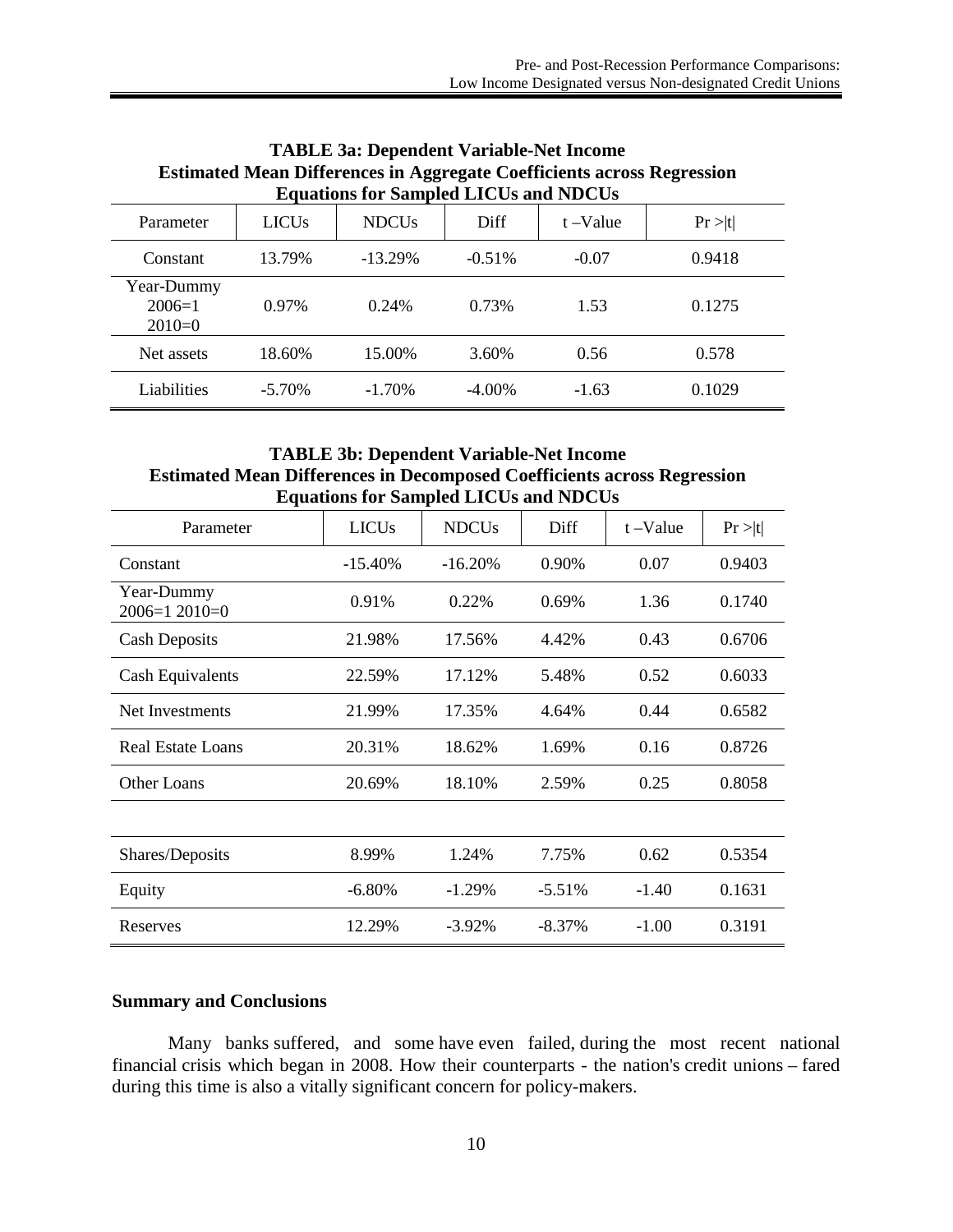**TABLE 3a: Dependent Variable-Net Income**
**Estimated Mean Differences in Aggregate Coefficients across Regression Equations for Sampled LICUs and NDCUs**

| Parameter | LICUs | NDCUs | Diff | t –Value | Pr >\|t\| |
|---|---|---|---|---|---|
| Constant | 13.79% | -13.29% | -0.51% | -0.07 | 0.9418 |
| Year-Dummy 2006=1 2010=0 | 0.97% | 0.24% | 0.73% | 1.53 | 0.1275 |
| Net assets | 18.60% | 15.00% | 3.60% | 0.56 | 0.578 |
| Liabilities | -5.70% | -1.70% | -4.00% | -1.63 | 0.1029 |

**TABLE 3b: Dependent Variable-Net Income**
**Estimated Mean Differences in Decomposed Coefficients across Regression Equations for Sampled LICUs and NDCUs**

| Parameter | LICUs | NDCUs | Diff | t –Value | Pr >\|t\| |
|---|---|---|---|---|---|
| Constant | -15.40% | -16.20% | 0.90% | 0.07 | 0.9403 |
| Year-Dummy 2006=1 2010=0 | 0.91% | 0.22% | 0.69% | 1.36 | 0.1740 |
| Cash Deposits | 21.98% | 17.56% | 4.42% | 0.43 | 0.6706 |
| Cash Equivalents | 22.59% | 17.12% | 5.48% | 0.52 | 0.6033 |
| Net Investments | 21.99% | 17.35% | 4.64% | 0.44 | 0.6582 |
| Real Estate Loans | 20.31% | 18.62% | 1.69% | 0.16 | 0.8726 |
| Other Loans | 20.69% | 18.10% | 2.59% | 0.25 | 0.8058 |
| | | | | | |
| Shares/Deposits | 8.99% | 1.24% | 7.75% | 0.62 | 0.5354 |
| Equity | -6.80% | -1.29% | -5.51% | -1.40 | 0.1631 |
| Reserves | 12.29% | -3.92% | -8.37% | -1.00 | 0.3191 |

**Summary and Conclusions**

Many banks suffered, and some have even failed, during the most recent national financial crisis which began in 2008. How their counterparts - the nation's credit unions – fared during this time is also a vitally significant concern for policy-makers.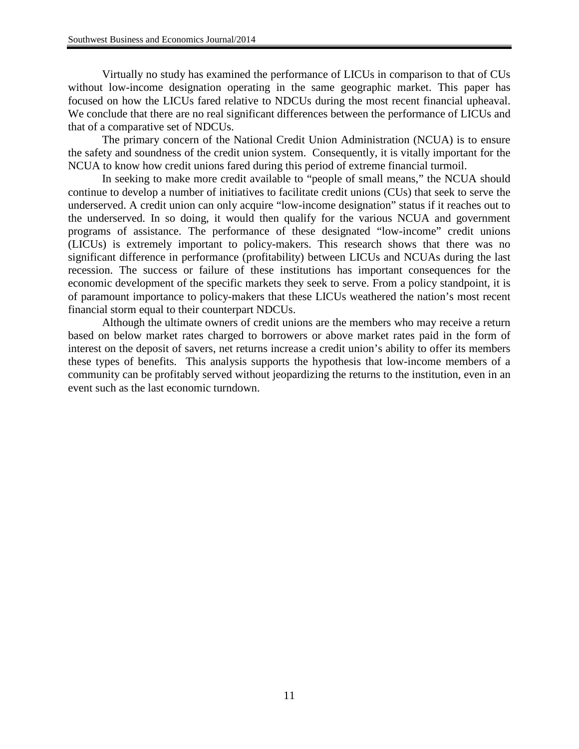Virtually no study has examined the performance of LICUs in comparison to that of CUs without low-income designation operating in the same geographic market. This paper has focused on how the LICUs fared relative to NDCUs during the most recent financial upheaval. We conclude that there are no real significant differences between the performance of LICUs and that of a comparative set of NDCUs.

The primary concern of the National Credit Union Administration (NCUA) is to ensure the safety and soundness of the credit union system. Consequently, it is vitally important for the NCUA to know how credit unions fared during this period of extreme financial turmoil.

In seeking to make more credit available to "people of small means," the NCUA should continue to develop a number of initiatives to facilitate credit unions (CUs) that seek to serve the underserved. A credit union can only acquire "low-income designation" status if it reaches out to the underserved. In so doing, it would then qualify for the various NCUA and government programs of assistance. The performance of these designated "low-income" credit unions (LICUs) is extremely important to policy-makers. This research shows that there was no significant difference in performance (profitability) between LICUs and NCUAs during the last recession. The success or failure of these institutions has important consequences for the economic development of the specific markets they seek to serve. From a policy standpoint, it is of paramount importance to policy-makers that these LICUs weathered the nation's most recent financial storm equal to their counterpart NDCUs.

Although the ultimate owners of credit unions are the members who may receive a return based on below market rates charged to borrowers or above market rates paid in the form of interest on the deposit of savers, net returns increase a credit union's ability to offer its members these types of benefits. This analysis supports the hypothesis that low-income members of a community can be profitably served without jeopardizing the returns to the institution, even in an event such as the last economic turndown.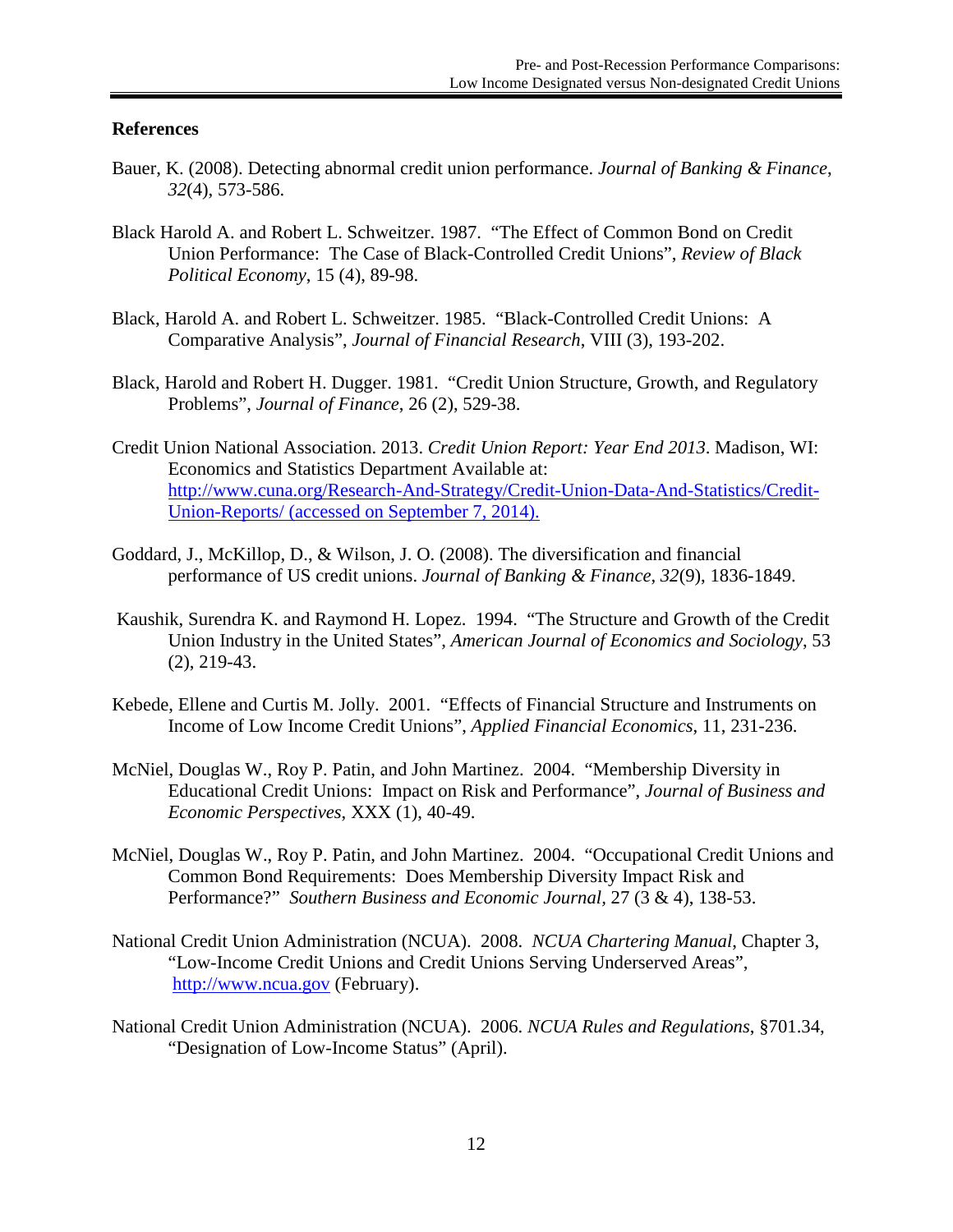## References

Bauer, K. (2008). Detecting abnormal credit union performance. *Journal of Banking & Finance*, *32*(4), 573-586.

Black Harold A. and Robert L. Schweitzer. 1987. "The Effect of Common Bond on Credit Union Performance: The Case of Black-Controlled Credit Unions", *Review of Black Political Economy*, 15 (4), 89-98.

Black, Harold A. and Robert L. Schweitzer. 1985. "Black-Controlled Credit Unions: A Comparative Analysis", *Journal of Financial Research*, VIII (3), 193-202.

Black, Harold and Robert H. Dugger. 1981. "Credit Union Structure, Growth, and Regulatory Problems", *Journal of Finance*, 26 (2), 529-38.

Credit Union National Association. 2013. *Credit Union Report: Year End 2013*. Madison, WI: Economics and Statistics Department Available at: [http://www.cuna.org/Research-And-Strategy/Credit-Union-Data-And-Statistics/Credit-Union-Reports/ (accessed on September 7, 2014).](http://www.cuna.org/Research-And-Strategy/Credit-Union-Data-And-Statistics/Credit-Union-Reports/)

Goddard, J., McKillop, D., & Wilson, J. O. (2008). The diversification and financial performance of US credit unions. *Journal of Banking & Finance*, *32*(9), 1836-1849.

Kaushik, Surendra K. and Raymond H. Lopez. 1994. "The Structure and Growth of the Credit Union Industry in the United States", *American Journal of Economics and Sociology*, 53 (2), 219-43.

Kebede, Ellene and Curtis M. Jolly. 2001. "Effects of Financial Structure and Instruments on Income of Low Income Credit Unions", *Applied Financial Economics*, 11, 231-236.

McNiel, Douglas W., Roy P. Patin, and John Martinez. 2004. "Membership Diversity in Educational Credit Unions: Impact on Risk and Performance", *Journal of Business and Economic Perspectives*, XXX (1), 40-49.

McNiel, Douglas W., Roy P. Patin, and John Martinez. 2004. "Occupational Credit Unions and Common Bond Requirements: Does Membership Diversity Impact Risk and Performance?" *Southern Business and Economic Journal*, 27 (3 & 4), 138-53.

National Credit Union Administration (NCUA). 2008. *NCUA Chartering Manual*, Chapter 3, "Low-Income Credit Unions and Credit Unions Serving Underserved Areas", [http://www.ncua.gov](http://www.ncua.gov) (February).

National Credit Union Administration (NCUA). 2006. *NCUA Rules and Regulations*, §701.34, "Designation of Low-Income Status" (April).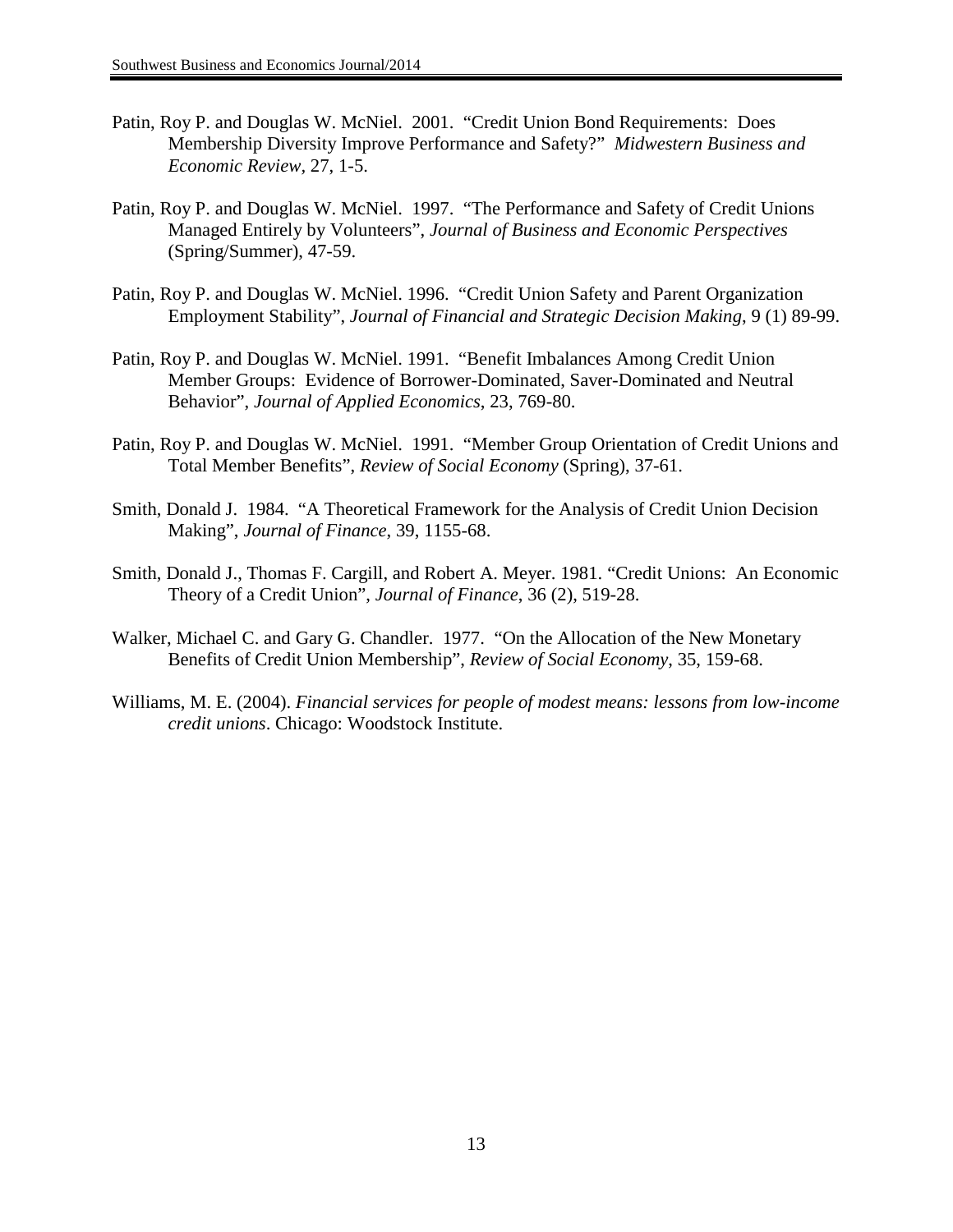Patin, Roy P. and Douglas W. McNiel. 2001. "Credit Union Bond Requirements: Does Membership Diversity Improve Performance and Safety?" *Midwestern Business and Economic Review*, 27, 1-5.

Patin, Roy P. and Douglas W. McNiel. 1997. "The Performance and Safety of Credit Unions Managed Entirely by Volunteers", *Journal of Business and Economic Perspectives* (Spring/Summer), 47-59.

Patin, Roy P. and Douglas W. McNiel. 1996. "Credit Union Safety and Parent Organization Employment Stability", *Journal of Financial and Strategic Decision Making*, 9 (1) 89-99.

Patin, Roy P. and Douglas W. McNiel. 1991. "Benefit Imbalances Among Credit Union Member Groups: Evidence of Borrower-Dominated, Saver-Dominated and Neutral Behavior", *Journal of Applied Economics*, 23, 769-80.

Patin, Roy P. and Douglas W. McNiel. 1991. "Member Group Orientation of Credit Unions and Total Member Benefits", *Review of Social Economy* (Spring), 37-61.

Smith, Donald J. 1984. "A Theoretical Framework for the Analysis of Credit Union Decision Making", *Journal of Finance*, 39, 1155-68.

Smith, Donald J., Thomas F. Cargill, and Robert A. Meyer. 1981. "Credit Unions: An Economic Theory of a Credit Union", *Journal of Finance*, 36 (2), 519-28.

Walker, Michael C. and Gary G. Chandler. 1977. "On the Allocation of the New Monetary Benefits of Credit Union Membership", *Review of Social Economy*, 35, 159-68.

Williams, M. E. (2004). *Financial services for people of modest means: lessons from low-income credit unions*. Chicago: Woodstock Institute.